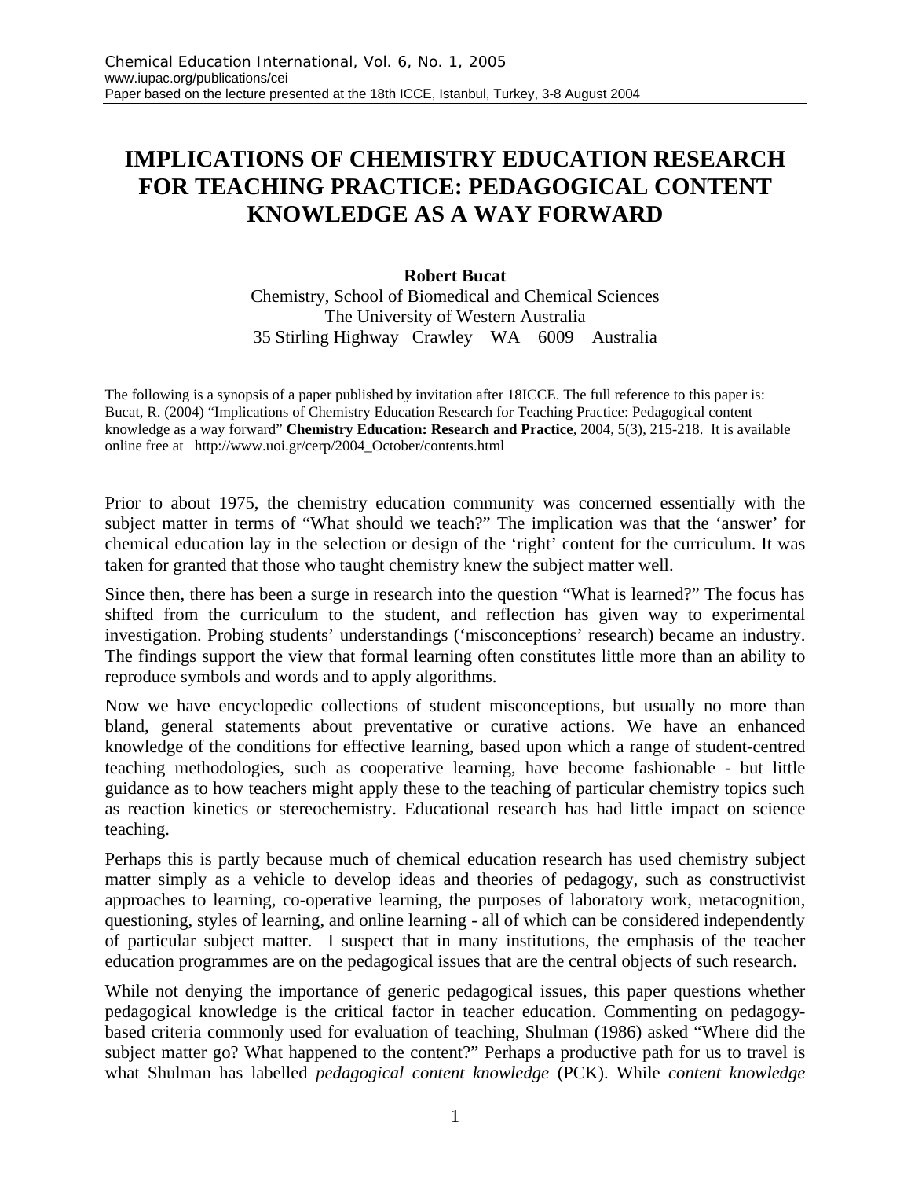# IMPLICATIONS OF CHEMISTRY EDUCATION RESEARCH FOR TEACHING PRACTICE: PEDAGOGICAL CONTENT KNOWLEDGE AS A WAY FORWARD

**Robert Bucat**

Chemistry, School of Biomedical and Chemical Sciences
The University of Western Australia
35 Stirling Highway Crawley WA 6009 Australia

The following is a synopsis of a paper published by invitation after 18ICCE. The full reference to this paper is: Bucat, R. (2004) "Implications of Chemistry Education Research for Teaching Practice: Pedagogical content knowledge as a way forward" **Chemistry Education: Research and Practice**, 2004, 5(3), 215-218. It is available online free at http://www.uoi.gr/cerp/2004_October/contents.html

Prior to about 1975, the chemistry education community was concerned essentially with the subject matter in terms of "What should we teach?" The implication was that the 'answer' for chemical education lay in the selection or design of the 'right' content for the curriculum. It was taken for granted that those who taught chemistry knew the subject matter well.

Since then, there has been a surge in research into the question "What is learned?" The focus has shifted from the curriculum to the student, and reflection has given way to experimental investigation. Probing students' understandings ('misconceptions' research) became an industry. The findings support the view that formal learning often constitutes little more than an ability to reproduce symbols and words and to apply algorithms.

Now we have encyclopedic collections of student misconceptions, but usually no more than bland, general statements about preventative or curative actions. We have an enhanced knowledge of the conditions for effective learning, based upon which a range of student-centred teaching methodologies, such as cooperative learning, have become fashionable - but little guidance as to how teachers might apply these to the teaching of particular chemistry topics such as reaction kinetics or stereochemistry. Educational research has had little impact on science teaching.

Perhaps this is partly because much of chemical education research has used chemistry subject matter simply as a vehicle to develop ideas and theories of pedagogy, such as constructivist approaches to learning, co-operative learning, the purposes of laboratory work, metacognition, questioning, styles of learning, and online learning - all of which can be considered independently of particular subject matter. I suspect that in many institutions, the emphasis of the teacher education programmes are on the pedagogical issues that are the central objects of such research.

While not denying the importance of generic pedagogical issues, this paper questions whether pedagogical knowledge is the critical factor in teacher education. Commenting on pedagogy-based criteria commonly used for evaluation of teaching, Shulman (1986) asked "Where did the subject matter go? What happened to the content?" Perhaps a productive path for us to travel is what Shulman has labelled *pedagogical content knowledge* (PCK). While *content knowledge*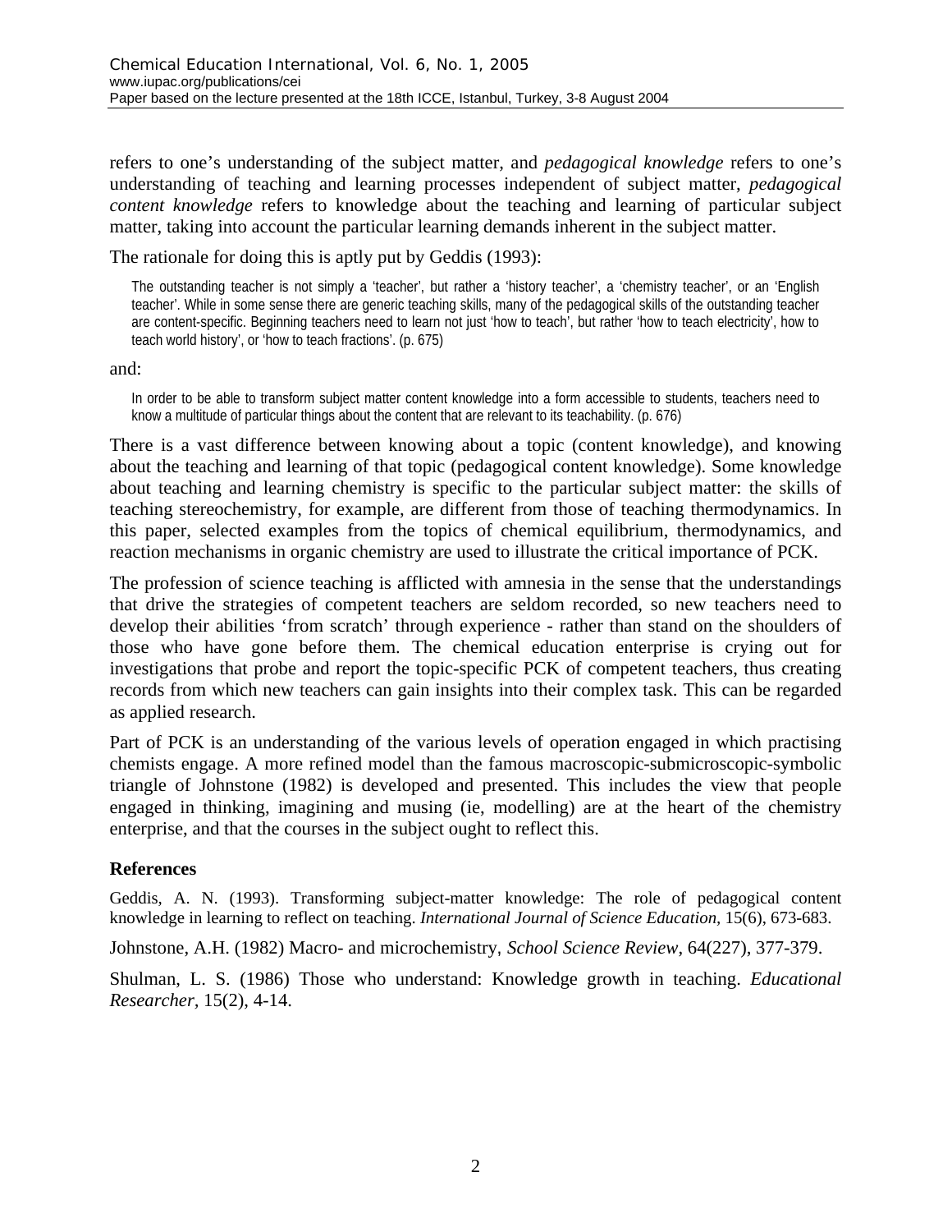refers to one's understanding of the subject matter, and *pedagogical knowledge* refers to one's understanding of teaching and learning processes independent of subject matter, *pedagogical content knowledge* refers to knowledge about the teaching and learning of particular subject matter, taking into account the particular learning demands inherent in the subject matter.

The rationale for doing this is aptly put by Geddis (1993):

> The outstanding teacher is not simply a 'teacher', but rather a 'history teacher', a 'chemistry teacher', or an 'English teacher'. While in some sense there are generic teaching skills, many of the pedagogical skills of the outstanding teacher are content-specific. Beginning teachers need to learn not just 'how to teach', but rather 'how to teach electricity', how to teach world history', or 'how to teach fractions'. (p. 675)

and:

> In order to be able to transform subject matter content knowledge into a form accessible to students, teachers need to know a multitude of particular things about the content that are relevant to its teachability. (p. 676)

There is a vast difference between knowing about a topic (content knowledge), and knowing about the teaching and learning of that topic (pedagogical content knowledge). Some knowledge about teaching and learning chemistry is specific to the particular subject matter: the skills of teaching stereochemistry, for example, are different from those of teaching thermodynamics. In this paper, selected examples from the topics of chemical equilibrium, thermodynamics, and reaction mechanisms in organic chemistry are used to illustrate the critical importance of PCK.

The profession of science teaching is afflicted with amnesia in the sense that the understandings that drive the strategies of competent teachers are seldom recorded, so new teachers need to develop their abilities 'from scratch' through experience - rather than stand on the shoulders of those who have gone before them. The chemical education enterprise is crying out for investigations that probe and report the topic-specific PCK of competent teachers, thus creating records from which new teachers can gain insights into their complex task. This can be regarded as applied research.

Part of PCK is an understanding of the various levels of operation engaged in which practising chemists engage. A more refined model than the famous macroscopic-submicroscopic-symbolic triangle of Johnstone (1982) is developed and presented. This includes the view that people engaged in thinking, imagining and musing (ie, modelling) are at the heart of the chemistry enterprise, and that the courses in the subject ought to reflect this.

### References

Geddis, A. N. (1993). Transforming subject-matter knowledge: The role of pedagogical content knowledge in learning to reflect on teaching. *International Journal of Science Education,* 15(6), 673-683.

Johnstone, A.H. (1982) Macro- and microchemistry, *School Science Review*, 64(227), 377-379.

Shulman, L. S. (1986) Those who understand: Knowledge growth in teaching. *Educational Researcher,* 15(2), 4-14.